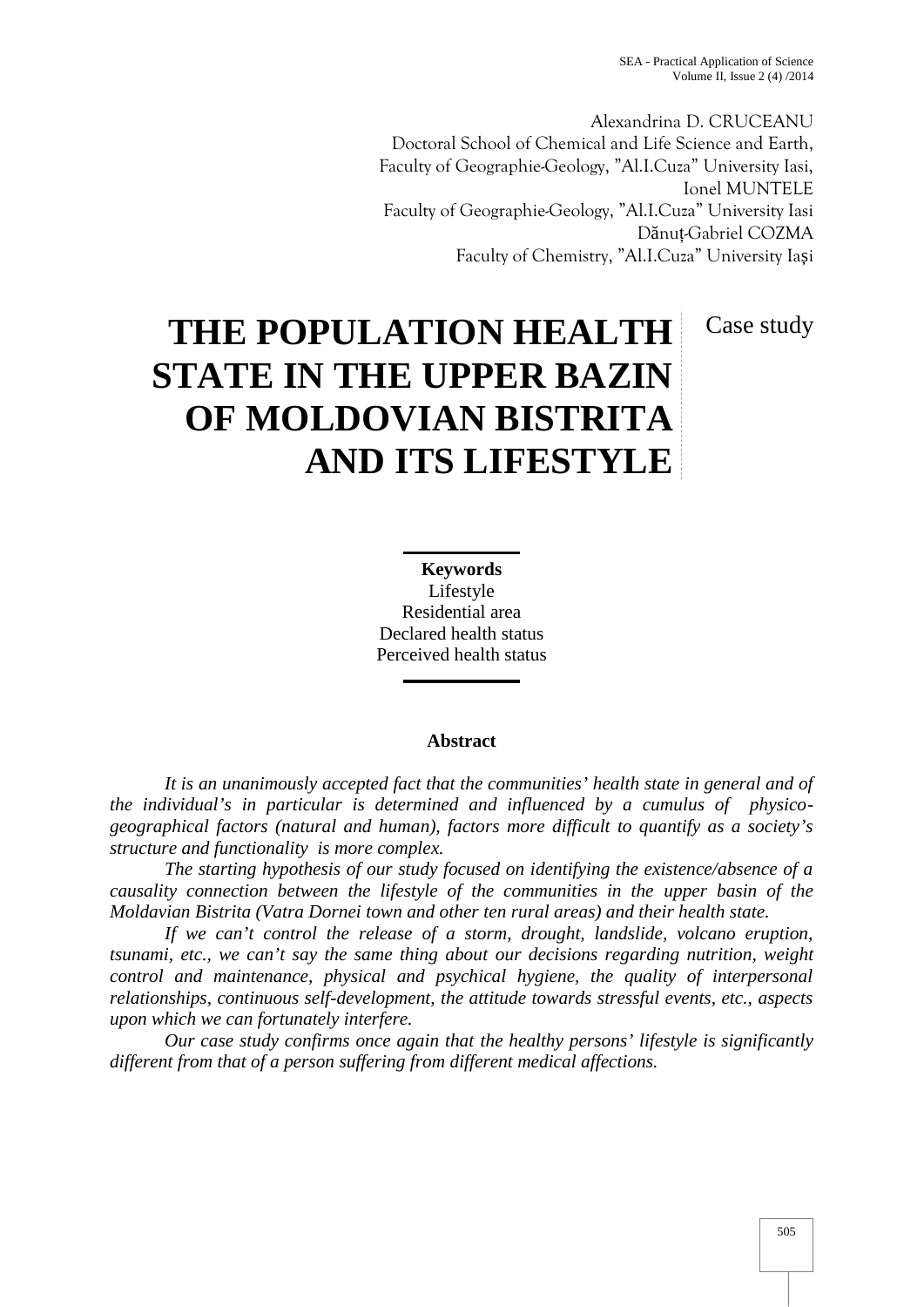Alexandrina D. CRUCEANU
Doctoral School of Chemical and Life Science and Earth,
Faculty of Geographie-Geology, "Al.I.Cuza" University Iasi,
Ionel MUNTELE
Faculty of Geographie-Geology, "Al.I.Cuza" University Iasi
Dănuț-Gabriel COZMA
Faculty of Chemistry, "Al.I.Cuza" University Iași

# THE POPULATION HEALTH STATE IN THE UPPER BAZIN OF MOLDOVIAN BISTRITA AND ITS LIFESTYLE

Case study

**Keywords**
Lifestyle
Residential area
Declared health status
Perceived health status

**Abstract**

*It is an unanimously accepted fact that the communities' health state in general and of the individual's in particular is determined and influenced by a cumulus of physico-geographical factors (natural and human), factors more difficult to quantify as a society's structure and functionality is more complex.*

*The starting hypothesis of our study focused on identifying the existence/absence of a causality connection between the lifestyle of the communities in the upper basin of the Moldavian Bistrita (Vatra Dornei town and other ten rural areas) and their health state.*

*If we can't control the release of a storm, drought, landslide, volcano eruption, tsunami, etc., we can't say the same thing about our decisions regarding nutrition, weight control and maintenance, physical and psychical hygiene, the quality of interpersonal relationships, continuous self-development, the attitude towards stressful events, etc., aspects upon which we can fortunately interfere.*

*Our case study confirms once again that the healthy persons' lifestyle is significantly different from that of a person suffering from different medical affections.*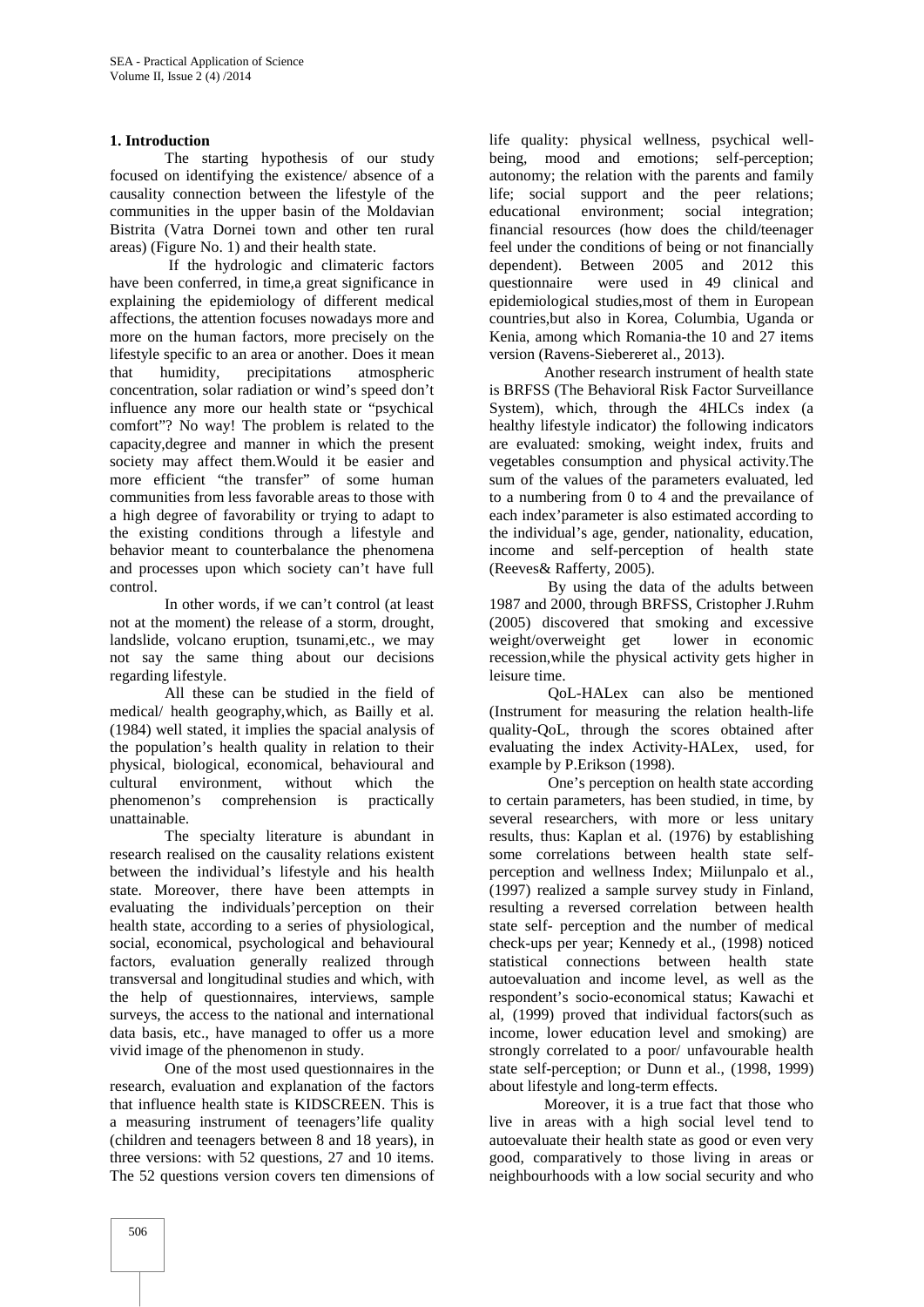## 1. Introduction

The starting hypothesis of our study focused on identifying the existence/ absence of a causality connection between the lifestyle of the communities in the upper basin of the Moldavian Bistrita (Vatra Dornei town and other ten rural areas) (Figure No. 1) and their health state.

If the hydrologic and climateric factors have been conferred, in time,a great significance in explaining the epidemiology of different medical affections, the attention focuses nowadays more and more on the human factors, more precisely on the lifestyle specific to an area or another. Does it mean that humidity, precipitations atmospheric concentration, solar radiation or wind's speed don't influence any more our health state or "psychical comfort"? No way! The problem is related to the capacity,degree and manner in which the present society may affect them.Would it be easier and more efficient "the transfer" of some human communities from less favorable areas to those with a high degree of favorability or trying to adapt to the existing conditions through a lifestyle and behavior meant to counterbalance the phenomena and processes upon which society can't have full control.

In other words, if we can't control (at least not at the moment) the release of a storm, drought, landslide, volcano eruption, tsunami,etc., we may not say the same thing about our decisions regarding lifestyle.

All these can be studied in the field of medical/ health geography,which, as Bailly et al. (1984) well stated, it implies the spacial analysis of the population's health quality in relation to their physical, biological, economical, behavioural and cultural environment, without which the phenomenon's comprehension is practically unattainable.

The specialty literature is abundant in research realised on the causality relations existent between the individual's lifestyle and his health state. Moreover, there have been attempts in evaluating the individuals'perception on their health state, according to a series of physiological, social, economical, psychological and behavioural factors, evaluation generally realized through transversal and longitudinal studies and which, with the help of questionnaires, interviews, sample surveys, the access to the national and international data basis, etc., have managed to offer us a more vivid image of the phenomenon in study.

One of the most used questionnaires in the research, evaluation and explanation of the factors that influence health state is KIDSCREEN. This is a measuring instrument of teenagers'life quality (children and teenagers between 8 and 18 years), in three versions: with 52 questions, 27 and 10 items. The 52 questions version covers ten dimensions of life quality: physical wellness, psychical well-being, mood and emotions; self-perception; autonomy; the relation with the parents and family life; social support and the peer relations; educational environment; social integration; financial resources (how does the child/teenager feel under the conditions of being or not financially dependent). Between 2005 and 2012 this questionnaire were used in 49 clinical and epidemiological studies,most of them in European countries,but also in Korea, Columbia, Uganda or Kenia, among which Romania-the 10 and 27 items version (Ravens-Siebereret al., 2013).

Another research instrument of health state is BRFSS (The Behavioral Risk Factor Surveillance System), which, through the 4HLCs index (a healthy lifestyle indicator) the following indicators are evaluated: smoking, weight index, fruits and vegetables consumption and physical activity.The sum of the values of the parameters evaluated, led to a numbering from 0 to 4 and the prevailance of each index'parameter is also estimated according to the individual's age, gender, nationality, education, income and self-perception of health state (Reeves& Rafferty, 2005).

By using the data of the adults between 1987 and 2000, through BRFSS, Cristopher J.Ruhm (2005) discovered that smoking and excessive weight/overweight get lower in economic recession,while the physical activity gets higher in leisure time.

QoL-HALex can also be mentioned (Instrument for measuring the relation health-life quality-QoL, through the scores obtained after evaluating the index Activity-HALex, used, for example by P.Erikson (1998).

One's perception on health state according to certain parameters, has been studied, in time, by several researchers, with more or less unitary results, thus: Kaplan et al. (1976) by establishing some correlations between health state self-perception and wellness Index; Miilunpalo et al., (1997) realized a sample survey study in Finland, resulting a reversed correlation between health state self- perception and the number of medical check-ups per year; Kennedy et al., (1998) noticed statistical connections between health state autoevaluation and income level, as well as the respondent's socio-economical status; Kawachi et al, (1999) proved that individual factors(such as income, lower education level and smoking) are strongly correlated to a poor/ unfavourable health state self-perception; or Dunn et al., (1998, 1999) about lifestyle and long-term effects.

Moreover, it is a true fact that those who live in areas with a high social level tend to autoevaluate their health state as good or even very good, comparatively to those living in areas or neighbourhoods with a low social security and who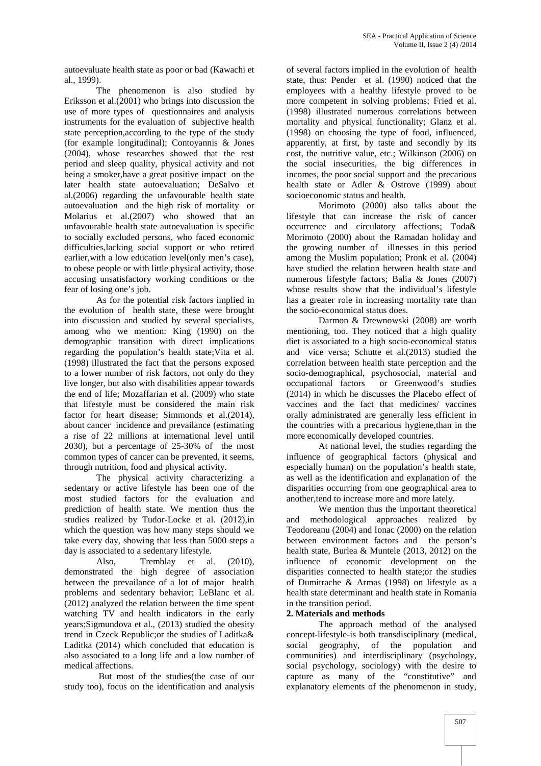autoevaluate health state as poor or bad (Kawachi et al., 1999).

The phenomenon is also studied by Eriksson et al.(2001) who brings into discussion the use of more types of questionnaires and analysis instruments for the evaluation of subjective health state perception,according to the type of the study (for example longitudinal); Contoyannis & Jones (2004), whose researches showed that the rest period and sleep quality, physical activity and not being a smoker,have a great positive impact on the later health state autoevaluation; DeSalvo et al.(2006) regarding the unfavourable health state autoevaluation and the high risk of mortality or Molarius et al.(2007) who showed that an unfavourable health state autoevaluation is specific to socially excluded persons, who faced economic difficulties,lacking social support or who retired earlier,with a low education level(only men's case), to obese people or with little physical activity, those accusing unsatisfactory working conditions or the fear of losing one's job.

As for the potential risk factors implied in the evolution of health state, these were brought into discussion and studied by several specialists, among who we mention: King (1990) on the demographic transition with direct implications regarding the population's health state;Vita et al. (1998) illustrated the fact that the persons exposed to a lower number of risk factors, not only do they live longer, but also with disabilities appear towards the end of life; Mozaffarian et al. (2009) who state that lifestyle must be considered the main risk factor for heart disease; Simmonds et al.(2014), about cancer incidence and prevailance (estimating a rise of 22 millions at international level until 2030), but a percentage of 25-30% of the most common types of cancer can be prevented, it seems, through nutrition, food and physical activity.

The physical activity characterizing a sedentary or active lifestyle has been one of the most studied factors for the evaluation and prediction of health state. We mention thus the studies realized by Tudor-Locke et al. (2012),in which the question was how many steps should we take every day, showing that less than 5000 steps a day is associated to a sedentary lifestyle.

Also, Tremblay et al. (2010), demonstrated the high degree of association between the prevailance of a lot of major health problems and sedentary behavior; LeBlanc et al. (2012) analyzed the relation between the time spent watching TV and health indicators in the early years;Sigmundova et al., (2013) studied the obesity trend in Czeck Republic;or the studies of Laditka& Laditka (2014) which concluded that education is also associated to a long life and a low number of medical affections.

But most of the studies(the case of our study too), focus on the identification and analysis of several factors implied in the evolution of health state, thus: Pender et al. (1990) noticed that the employees with a healthy lifestyle proved to be more competent in solving problems; Fried et al. (1998) illustrated numerous correlations between mortality and physical functionality; Glanz et al. (1998) on choosing the type of food, influenced, apparently, at first, by taste and secondly by its cost, the nutritive value, etc.; Wilkinson (2006) on the social insecurities, the big differences in incomes, the poor social support and the precarious health state or Adler & Ostrove (1999) about socioeconomic status and health.

Morimoto (2000) also talks about the lifestyle that can increase the risk of cancer occurrence and circulatory affections; Toda& Morimoto (2000) about the Ramadan holiday and the growing number of illnesses in this period among the Muslim population; Pronk et al. (2004) have studied the relation between health state and numerous lifestyle factors; Balia & Jones (2007) whose results show that the individual's lifestyle has a greater role in increasing mortality rate than the socio-economical status does.

Darmon & Drewnowski (2008) are worth mentioning, too. They noticed that a high quality diet is associated to a high socio-economical status and vice versa; Schutte et al.(2013) studied the correlation between health state perception and the socio-demographical, psychosocial, material and occupational factors or Greenwood's studies (2014) in which he discusses the Placebo effect of vaccines and the fact that medicines/ vaccines orally administrated are generally less efficient in the countries with a precarious hygiene,than in the more economically developed countries.

At national level, the studies regarding the influence of geographical factors (physical and especially human) on the population's health state, as well as the identification and explanation of the disparities occurring from one geographical area to another,tend to increase more and more lately.

We mention thus the important theoretical and methodological approaches realized by Teodoreanu (2004) and Ionac (2000) on the relation between environment factors and the person's health state, Burlea & Muntele (2013, 2012) on the influence of economic development on the disparities connected to health state;or the studies of Dumitrache & Armas (1998) on lifestyle as a health state determinant and health state in Romania in the transition period.

## 2. Materials and methods

The approach method of the analysed concept-lifestyle-is both transdisciplinary (medical, social geography, of the population and communities) and interdisciplinary (psychology, social psychology, sociology) with the desire to capture as many of the "constitutive" and explanatory elements of the phenomenon in study,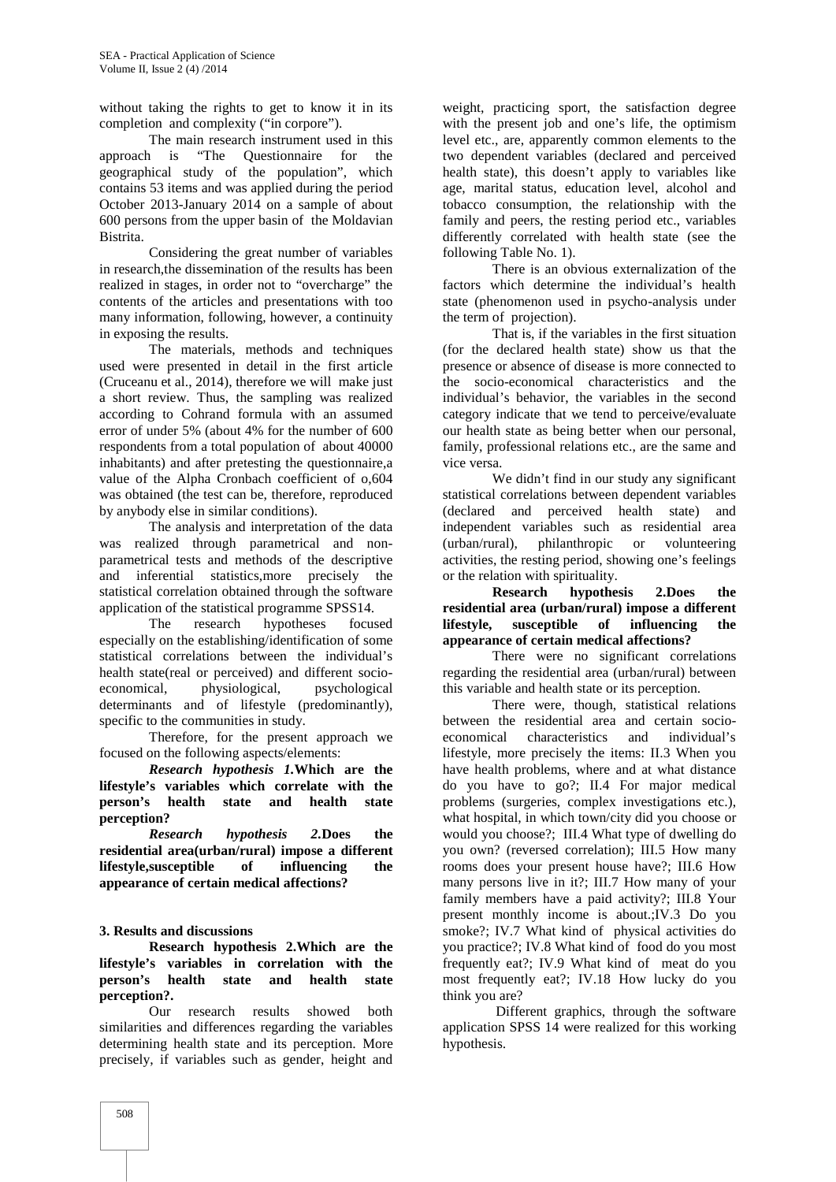without taking the rights to get to know it in its completion and complexity ("in corpore").

The main research instrument used in this approach is "The Questionnaire for the geographical study of the population", which contains 53 items and was applied during the period October 2013-January 2014 on a sample of about 600 persons from the upper basin of the Moldavian Bistrita.

Considering the great number of variables in research,the dissemination of the results has been realized in stages, in order not to "overcharge" the contents of the articles and presentations with too many information, following, however, a continuity in exposing the results.

The materials, methods and techniques used were presented in detail in the first article (Cruceanu et al., 2014), therefore we will make just a short review. Thus, the sampling was realized according to Cohrand formula with an assumed error of under 5% (about 4% for the number of 600 respondents from a total population of about 40000 inhabitants) and after pretesting the questionnaire,a value of the Alpha Cronbach coefficient of o,604 was obtained (the test can be, therefore, reproduced by anybody else in similar conditions).

The analysis and interpretation of the data was realized through parametrical and non-parametrical tests and methods of the descriptive and inferential statistics,more precisely the statistical correlation obtained through the software application of the statistical programme SPSS14.

The research hypotheses focused especially on the establishing/identification of some statistical correlations between the individual's health state(real or perceived) and different socio-economical, physiological, psychological determinants and of lifestyle (predominantly), specific to the communities in study.

Therefore, for the present approach we focused on the following aspects/elements:

***Research hypothesis 1.*****Which are the lifestyle's variables which correlate with the person's health state and health state perception?**

***Research hypothesis 2.*****Does the residential area(urban/rural) impose a different lifestyle,susceptible of influencing the appearance of certain medical affections?**

## 3. Results and discussions

**Research hypothesis 2.Which are the lifestyle's variables in correlation with the person's health state and health state perception?.**

Our research results showed both similarities and differences regarding the variables determining health state and its perception. More precisely, if variables such as gender, height and weight, practicing sport, the satisfaction degree with the present job and one's life, the optimism level etc., are, apparently common elements to the two dependent variables (declared and perceived health state), this doesn't apply to variables like age, marital status, education level, alcohol and tobacco consumption, the relationship with the family and peers, the resting period etc., variables differently correlated with health state (see the following Table No. 1).

There is an obvious externalization of the factors which determine the individual's health state (phenomenon used in psycho-analysis under the term of projection).

That is, if the variables in the first situation (for the declared health state) show us that the presence or absence of disease is more connected to the socio-economical characteristics and the individual's behavior, the variables in the second category indicate that we tend to perceive/evaluate our health state as being better when our personal, family, professional relations etc., are the same and vice versa.

We didn't find in our study any significant statistical correlations between dependent variables (declared and perceived health state) and independent variables such as residential area (urban/rural), philanthropic or volunteering activities, the resting period, showing one's feelings or the relation with spirituality.

**Research hypothesis 2.Does the residential area (urban/rural) impose a different lifestyle, susceptible of influencing the appearance of certain medical affections?**

There were no significant correlations regarding the residential area (urban/rural) between this variable and health state or its perception.

There were, though, statistical relations between the residential area and certain socio-economical characteristics and individual's lifestyle, more precisely the items: II.3 When you have health problems, where and at what distance do you have to go?; II.4 For major medical problems (surgeries, complex investigations etc.), what hospital, in which town/city did you choose or would you choose?; III.4 What type of dwelling do you own? (reversed correlation); III.5 How many rooms does your present house have?; III.6 How many persons live in it?; III.7 How many of your family members have a paid activity?; III.8 Your present monthly income is about.;IV.3 Do you smoke?; IV.7 What kind of physical activities do you practice?; IV.8 What kind of food do you most frequently eat?; IV.9 What kind of meat do you most frequently eat?; IV.18 How lucky do you think you are?

Different graphics, through the software application SPSS 14 were realized for this working hypothesis.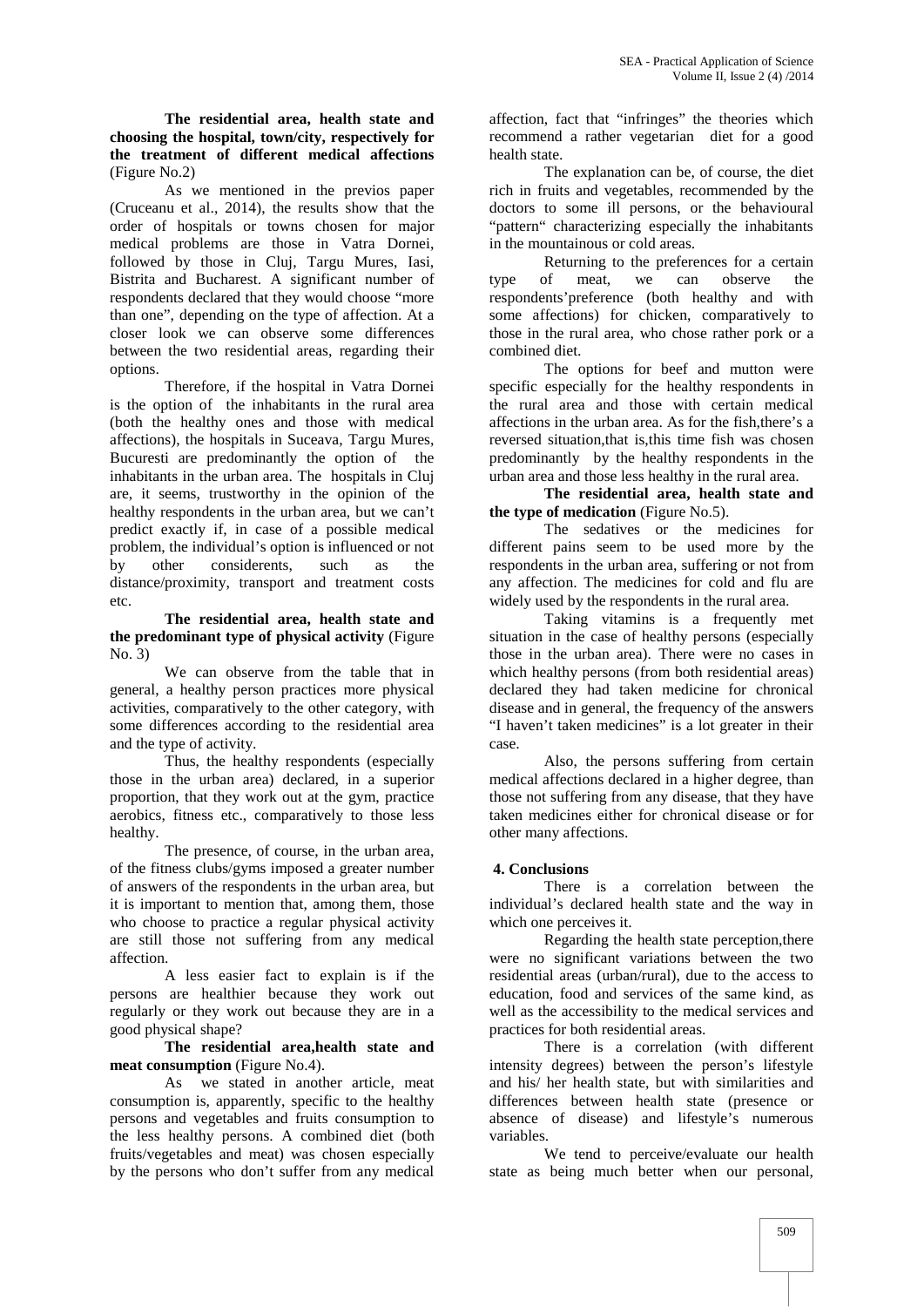**The residential area, health state and choosing the hospital, town/city, respectively for the treatment of different medical affections** (Figure No.2)

As we mentioned in the previos paper (Cruceanu et al., 2014), the results show that the order of hospitals or towns chosen for major medical problems are those in Vatra Dornei, followed by those in Cluj, Targu Mures, Iasi, Bistrita and Bucharest. A significant number of respondents declared that they would choose "more than one", depending on the type of affection. At a closer look we can observe some differences between the two residential areas, regarding their options.

Therefore, if the hospital in Vatra Dornei is the option of the inhabitants in the rural area (both the healthy ones and those with medical affections), the hospitals in Suceava, Targu Mures, Bucuresti are predominantly the option of the inhabitants in the urban area. The hospitals in Cluj are, it seems, trustworthy in the opinion of the healthy respondents in the urban area, but we can't predict exactly if, in case of a possible medical problem, the individual's option is influenced or not by other considerents, such as the distance/proximity, transport and treatment costs etc.

**The residential area, health state and the predominant type of physical activity** (Figure No. 3)

We can observe from the table that in general, a healthy person practices more physical activities, comparatively to the other category, with some differences according to the residential area and the type of activity.

Thus, the healthy respondents (especially those in the urban area) declared, in a superior proportion, that they work out at the gym, practice aerobics, fitness etc., comparatively to those less healthy.

The presence, of course, in the urban area, of the fitness clubs/gyms imposed a greater number of answers of the respondents in the urban area, but it is important to mention that, among them, those who choose to practice a regular physical activity are still those not suffering from any medical affection.

A less easier fact to explain is if the persons are healthier because they work out regularly or they work out because they are in a good physical shape?

**The residential area,health state and meat consumption** (Figure No.4).

As we stated in another article, meat consumption is, apparently, specific to the healthy persons and vegetables and fruits consumption to the less healthy persons. A combined diet (both fruits/vegetables and meat) was chosen especially by the persons who don't suffer from any medical affection, fact that "infringes" the theories which recommend a rather vegetarian diet for a good health state.

The explanation can be, of course, the diet rich in fruits and vegetables, recommended by the doctors to some ill persons, or the behavioural "pattern" characterizing especially the inhabitants in the mountainous or cold areas.

Returning to the preferences for a certain type of meat, we can observe the respondents'preference (both healthy and with some affections) for chicken, comparatively to those in the rural area, who chose rather pork or a combined diet.

The options for beef and mutton were specific especially for the healthy respondents in the rural area and those with certain medical affections in the urban area. As for the fish,there's a reversed situation,that is,this time fish was chosen predominantly by the healthy respondents in the urban area and those less healthy in the rural area.

**The residential area, health state and the type of medication** (Figure No.5).

The sedatives or the medicines for different pains seem to be used more by the respondents in the urban area, suffering or not from any affection. The medicines for cold and flu are widely used by the respondents in the rural area.

Taking vitamins is a frequently met situation in the case of healthy persons (especially those in the urban area). There were no cases in which healthy persons (from both residential areas) declared they had taken medicine for chronical disease and in general, the frequency of the answers "I haven't taken medicines" is a lot greater in their case.

Also, the persons suffering from certain medical affections declared in a higher degree, than those not suffering from any disease, that they have taken medicines either for chronical disease or for other many affections.

## 4. Conclusions

There is a correlation between the individual's declared health state and the way in which one perceives it.

Regarding the health state perception,there were no significant variations between the two residential areas (urban/rural), due to the access to education, food and services of the same kind, as well as the accessibility to the medical services and practices for both residential areas.

There is a correlation (with different intensity degrees) between the person's lifestyle and his/ her health state, but with similarities and differences between health state (presence or absence of disease) and lifestyle's numerous variables.

We tend to perceive/evaluate our health state as being much better when our personal,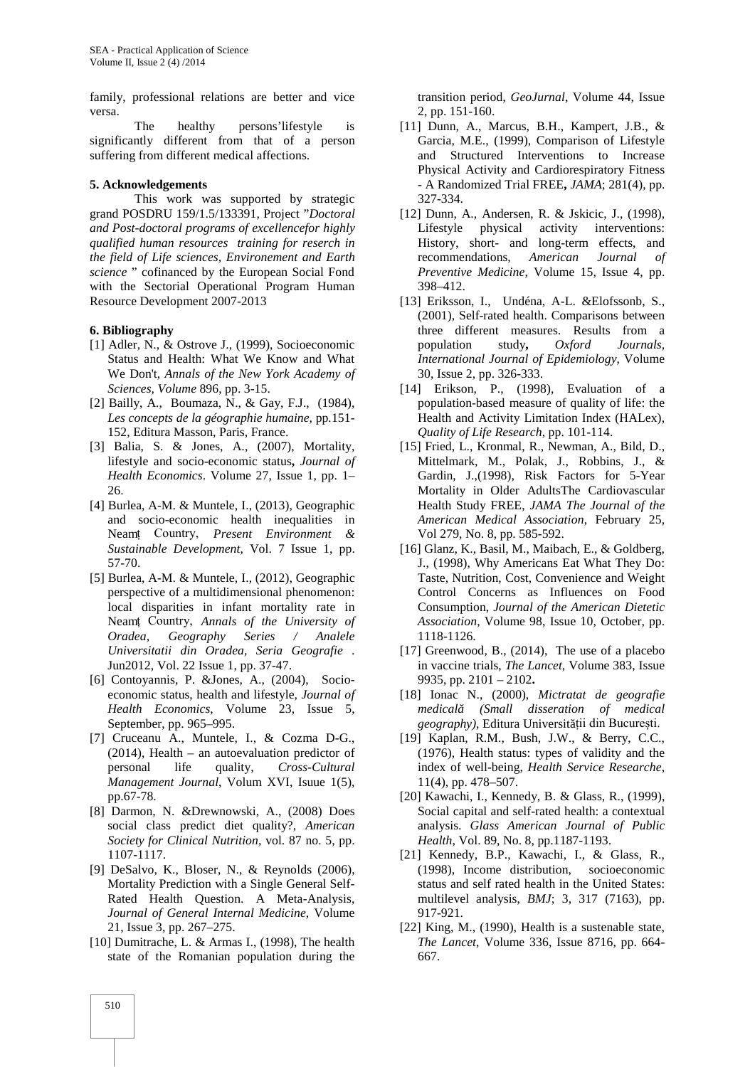family, professional relations are better and vice versa.

The healthy persons'lifestyle is significantly different from that of a person suffering from different medical affections.

**5. Acknowledgements**

This work was supported by strategic grand POSDRU 159/1.5/133391, Project "*Doctoral and Post-doctoral programs of excellencefor highly qualified human resources training for reserch in the field of Life sciences, Environement and Earth science* " cofinanced by the European Social Fond with the Sectorial Operational Program Human Resource Development 2007-2013

**6. Bibliography**

[1] Adler, N., & Ostrove J., (1999), Socioeconomic Status and Health: What We Know and What We Don't, *Annals of the New York Academy of Sciences, Volume* 896, pp. 3-15.

[2] Bailly, A., Boumaza, N., & Gay, F.J., (1984), *Les concepts de la géographie humaine,* pp.151-152, Editura Masson, Paris, France.

[3] Balia, S. & Jones, A., (2007), Mortality, lifestyle and socio-economic status**,** *Journal of Health Economics*. Volume 27, Issue 1, pp. 1–26.

[4] Burlea, A-M. & Muntele, I., (2013), Geographic and socio-economic health inequalities in Neamț Country, *Present Environment & Sustainable Development*, Vol. 7 Issue 1, pp. 57-70.

[5] Burlea, A-M. & Muntele, I., (2012), Geographic perspective of a multidimensional phenomenon: local disparities in infant mortality rate in Neamț Country, *Annals of the University of Oradea, Geography Series / Analele Universitatii din Oradea, Seria Geografie* . Jun2012, Vol. 22 Issue 1, pp. 37-47.

[6] Contoyannis, P. &Jones, A., (2004), Socio-economic status, health and lifestyle, *Journal of Health Economics*, Volume 23, Issue 5, September, pp. 965–995.

[7] Cruceanu A., Muntele, I., & Cozma D-G., (2014), Health – an autoevaluation predictor of personal life quality, *Cross-Cultural Management Journal*, Volum XVI, Isuue 1(5), pp.67-78.

[8] Darmon, N. &Drewnowski, A., (2008) Does social class predict diet quality?, *American Society for Clinical Nutrition,* vol. 87 no. 5, pp. 1107-1117.

[9] DeSalvo, K., Bloser, N., & Reynolds (2006), Mortality Prediction with a Single General Self-Rated Health Question. A Meta-Analysis, *Journal of General Internal Medicine*, Volume 21, Issue 3, pp. 267–275.

[10] Dumitrache, L. & Armas I., (1998), The health state of the Romanian population during the transition period, *GeoJurnal*, Volume 44, Issue 2, pp. 151-160.

[11] Dunn, A., Marcus, B.H., Kampert, J.B., & Garcia, M.E., (1999), Comparison of Lifestyle and Structured Interventions to Increase Physical Activity and Cardiorespiratory Fitness - A Randomized Trial FREE**,** *JAMA*; 281(4), pp. 327-334.

[12] Dunn, A., Andersen, R. & Jskicic, J., (1998), Lifestyle physical activity interventions: History, short- and long-term effects, and recommendations, *American Journal of Preventive Medicine,* Volume 15, Issue 4, pp. 398–412.

[13] Eriksson, I., Undéna, A-L. &Elofssonb, S., (2001), Self-rated health. Comparisons between three different measures. Results from a population study**,** *Oxford Journals, International Journal of Epidemiology,* Volume 30, Issue 2, pp. 326-333.

[14] Erikson, P., (1998), Evaluation of a population-based measure of quality of life: the Health and Activity Limitation Index (HALex), *Quality of Life Research*, pp. 101-114.

[15] Fried, L., Kronmal, R., Newman, A., Bild, D., Mittelmark, M., Polak, J., Robbins, J., & Gardin, J.,(1998), Risk Factors for 5-Year Mortality in Older AdultsThe Cardiovascular Health Study FREE, *JAMA The Journal of the American Medical Association*, February 25, Vol 279, No. 8, pp. 585-592.

[16] Glanz, K., Basil, M., Maibach, E., & Goldberg, J., (1998), Why Americans Eat What They Do: Taste, Nutrition, Cost, Convenience and Weight Control Concerns as Influences on Food Consumption, *Journal of the American Dietetic Association,* Volume 98, Issue 10, October, pp. 1118-1126.

[17] Greenwood, B., (2014), The use of a placebo in vaccine trials, *The Lancet*, Volume 383, Issue 9935, pp. 2101 – 2102**.**

[18] Ionac N., (2000), *Mictratat de geografie medicală (Small disseration of medical geography)*, Editura Universității din București.

[19] Kaplan, R.M., Bush, J.W., & Berry, C.C., (1976), Health status: types of validity and the index of well-being, *Health Service Researche*, 11(4), pp. 478–507.

[20] Kawachi, I., Kennedy, B. & Glass, R., (1999), Social capital and self-rated health: a contextual analysis. *Glass American Journal of Public Health*, Vol. 89, No. 8, pp.1187-1193.

[21] Kennedy, B.P., Kawachi, I., & Glass, R., (1998), Income distribution, socioeconomic status and self rated health in the United States: multilevel analysis, *BMJ*; 3, 317 (7163), pp. 917-921.

[22] King, M., (1990), Health is a sustenable state, *The Lancet*, Volume 336, Issue 8716, pp. 664-667.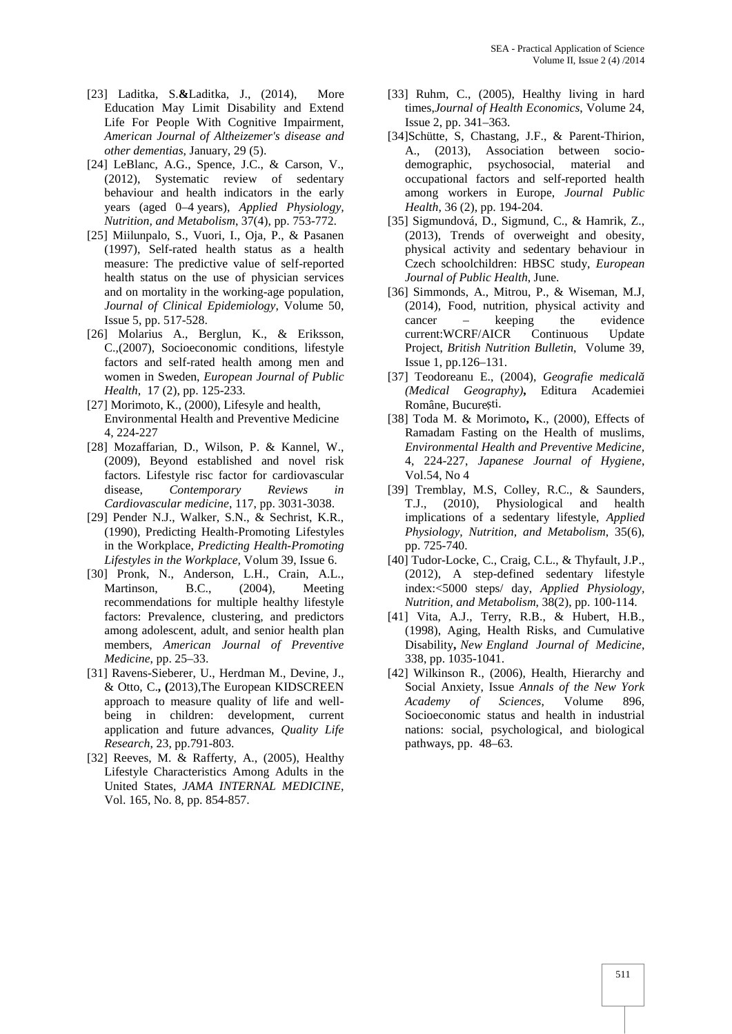[23] Laditka, S.**&**Laditka, J., (2014), More Education May Limit Disability and Extend Life For People With Cognitive Impairment, *American Journal of Altheizemer's disease and other dementias*, January, 29 (5).

[24] LeBlanc, A.G., Spence, J.C., & Carson, V., (2012), Systematic review of sedentary behaviour and health indicators in the early years (aged 0–4 years), *Applied Physiology, Nutrition, and Metabolism*, 37(4), pp. 753-772.

[25] Miilunpalo, S., Vuori, I., Oja, P., & Pasanen (1997), Self-rated health status as a health measure: The predictive value of self-reported health status on the use of physician services and on mortality in the working-age population, *Journal of Clinical Epidemiology*, Volume 50, Issue 5, pp. 517-528.

[26] Molarius A., Berglun, K., & Eriksson, C.,(2007), Socioeconomic conditions, lifestyle factors and self-rated health among men and women in Sweden, *European Journal of Public Health*, 17 (2), pp. 125-233.

[27] Morimoto, K., (2000), Lifesyle and health, Environmental Health and Preventive Medicine 4, 224-227

[28] Mozaffarian, D., Wilson, P. & Kannel, W., (2009), Beyond established and novel risk factors. Lifestyle risc factor for cardiovascular disease, *Contemporary Reviews in Cardiovascular medicine*, 117, pp. 3031-3038.

[29] Pender N.J., Walker, S.N., & Sechrist, K.R., (1990), Predicting Health-Promoting Lifestyles in the Workplace, *Predicting Health-Promoting Lifestyles in the Workplace*, Volum 39, Issue 6.

[30] Pronk, N., Anderson, L.H., Crain, A.L., Martinson, B.C., (2004), Meeting recommendations for multiple healthy lifestyle factors: Prevalence, clustering, and predictors among adolescent, adult, and senior health plan members, *American Journal of Preventive Medicine*, pp. 25–33.

[31] Ravens-Sieberer, U., Herdman M., Devine, J., & Otto, C.**, (**2013),The European KIDSCREEN approach to measure quality of life and well-being in children: development, current application and future advances, *Quality Life Research*, 23, pp.791-803.

[32] Reeves, M. & Rafferty, A., (2005), Healthy Lifestyle Characteristics Among Adults in the United States, *JAMA INTERNAL MEDICINE*, Vol. 165, No. 8, pp. 854-857.

[33] Ruhm, C., (2005), Healthy living in hard times,*Journal of Health Economics*, Volume 24, Issue 2, pp. 341–363.

[34]Schütte, S, Chastang, J.F., & Parent-Thirion, A., (2013), Association between socio-demographic, psychosocial, material and occupational factors and self-reported health among workers in Europe, *Journal Public Health*, 36 (2), pp. 194-204.

[35] Sigmundová, D., Sigmund, C., & Hamrik, Z., (2013), Trends of overweight and obesity, physical activity and sedentary behaviour in Czech schoolchildren: HBSC study, *European Journal of Public Health*, June.

[36] Simmonds, A., Mitrou, P., & Wiseman, M.J, (2014), Food, nutrition, physical activity and cancer – keeping the evidence current:WCRF/AICR Continuous Update Project, *British Nutrition Bulletin*, Volume 39, Issue 1, pp.126–131.

[37] Teodoreanu E., (2004), *Geografie medicală (Medical Geography)***,** Editura Academiei Române, București.

[38] Toda M. & Morimoto**,** K., (2000), Effects of Ramadam Fasting on the Health of muslims, *Environmental Health and Preventive Medicine*, 4, 224-227, *Japanese Journal of Hygiene*, Vol.54, No 4

[39] Tremblay, M.S, Colley, R.C., & Saunders, T.J., (2010), Physiological and health implications of a sedentary lifestyle, *Applied Physiology, Nutrition, and Metabolism*, 35(6), pp. 725-740.

[40] Tudor-Locke, C., Craig, C.L., & Thyfault, J.P., (2012), A step-defined sedentary lifestyle index:<5000 steps/ day, *Applied Physiology, Nutrition, and Metabolism*, 38(2), pp. 100-114.

[41] Vita, A.J., Terry, R.B., & Hubert, H.B., (1998), Aging, Health Risks, and Cumulative Disability**,** *New England Journal of Medicine*, 338, pp. 1035-1041.

[42] Wilkinson R., (2006), Health, Hierarchy and Social Anxiety, Issue *Annals of the New York Academy of Sciences*, Volume 896, Socioeconomic status and health in industrial nations: social, psychological, and biological pathways, pp. 48–63.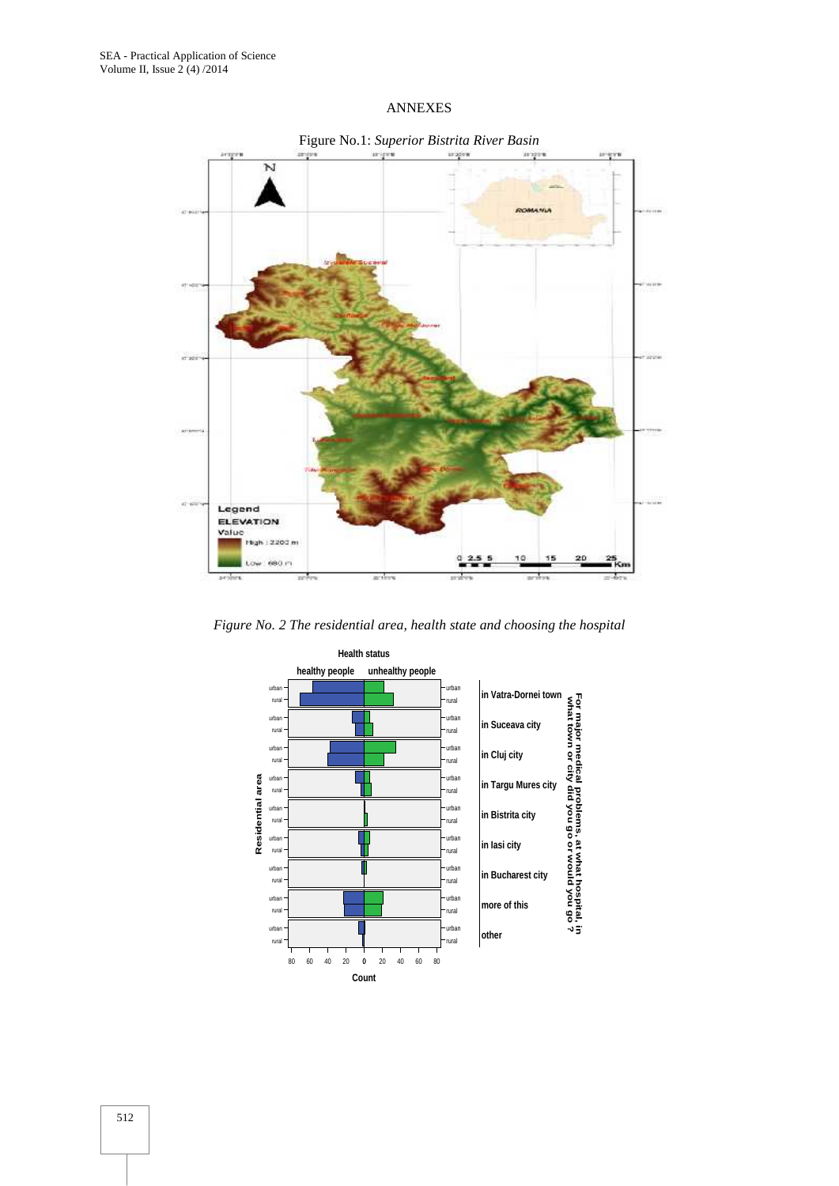ANNEXES

Figure No.1: *Superior Bistrita River Basin*

*Figure No. 2 The residential area, health state and choosing the hospital*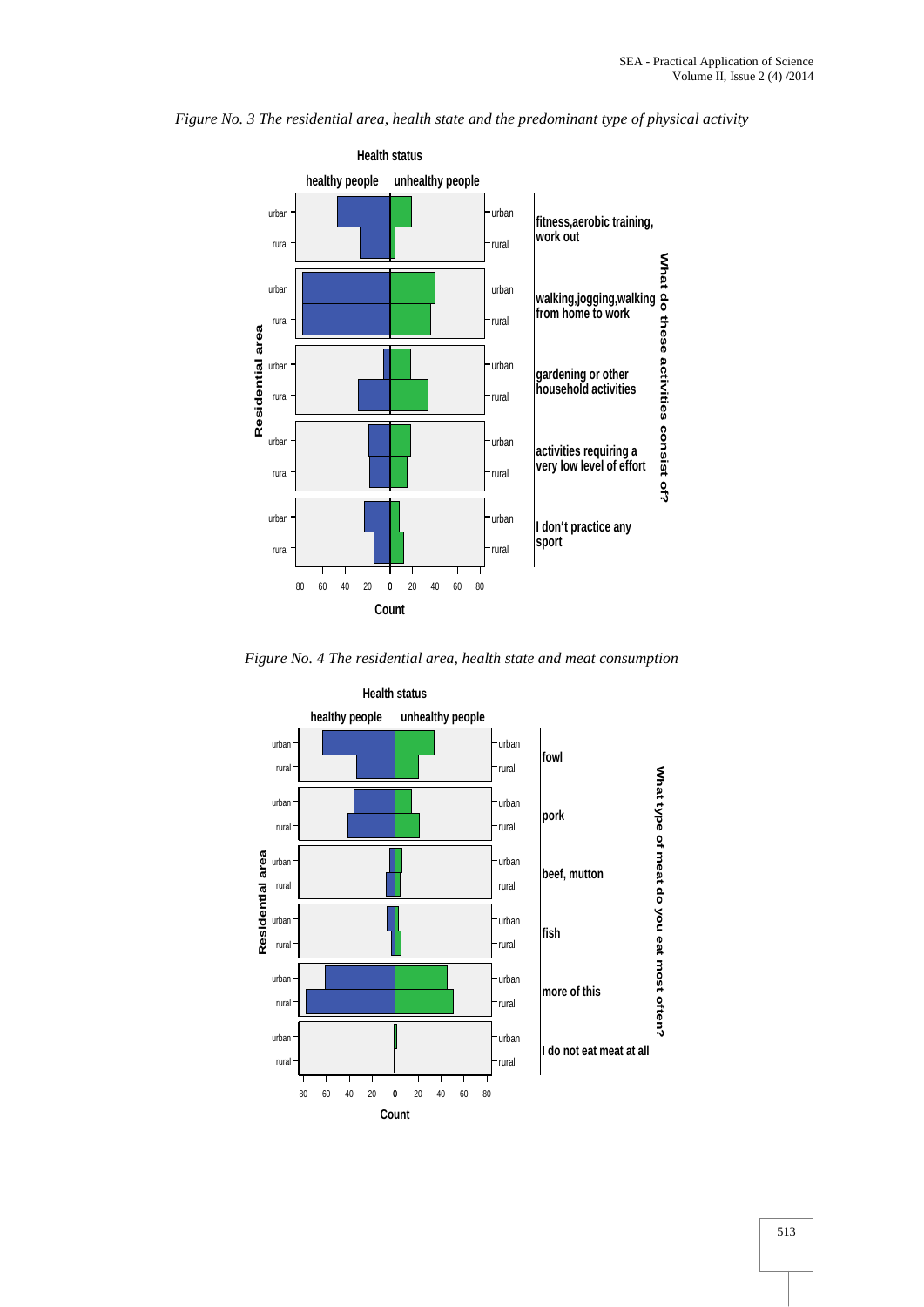*Figure No. 3 The residential area, health state and the predominant type of physical activity*

*Figure No. 4 The residential area, health state and meat consumption*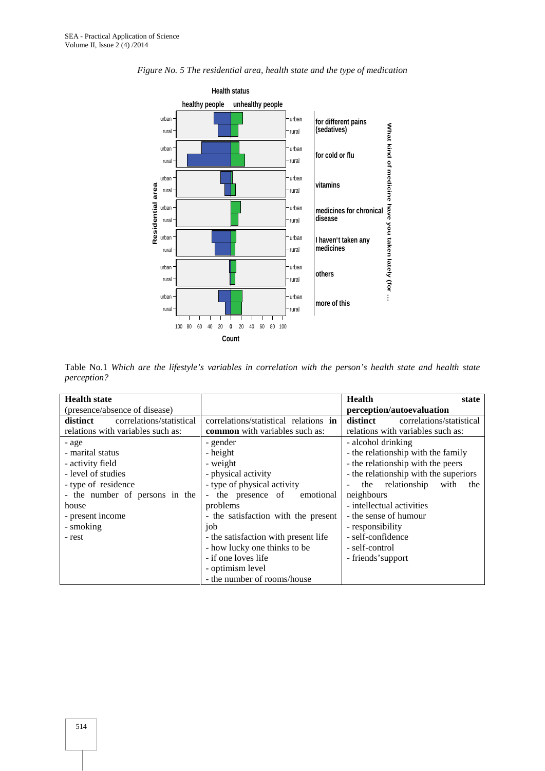*Figure No. 5 The residential area, health state and the type of medication*

Health status

healthy people unhealthy people

urban
rural

for different pains (sedatives)

for cold or flu

vitamins

medicines for chronical disease

I haven't taken any medicines

others

more of this

Residential area

What kind of medicine have you taken lately (for ...

100 80 60 40 20 0 20 40 60 80 100

Count

Table No.1 *Which are the lifestyle's variables in correlation with the person's health state and health state perception?*

| **Health state** (presence/absence of disease) | | **Health state perception/autoevaluation** |
|---|---|---|
| **distinct** correlations/statistical relations with variables such as: | correlations/statistical relations **in common** with variables such as: | **distinct** correlations/statistical relations with variables such as: |
| - age<br>- marital status<br>- activity field<br>- level of studies<br>- type of residence<br>- the number of persons in the house<br>- present income<br>- smoking<br>- rest | - gender<br>- height<br>- weight<br>- physical activity<br>- type of physical activity<br>- the presence of emotional problems<br>- the satisfaction with the present job<br>- the satisfaction with present life<br>- how lucky one thinks to be<br>- if one loves life<br>- optimism level<br>- the number of rooms/house | - alcohol drinking<br>- the relationship with the family<br>- the relationship with the peers<br>- the relationship with the superiors<br>- the relationship with the neighbours<br>- intellectual activities<br>- the sense of humour<br>- responsibility<br>- self-confidence<br>- self-control<br>- friends'support |